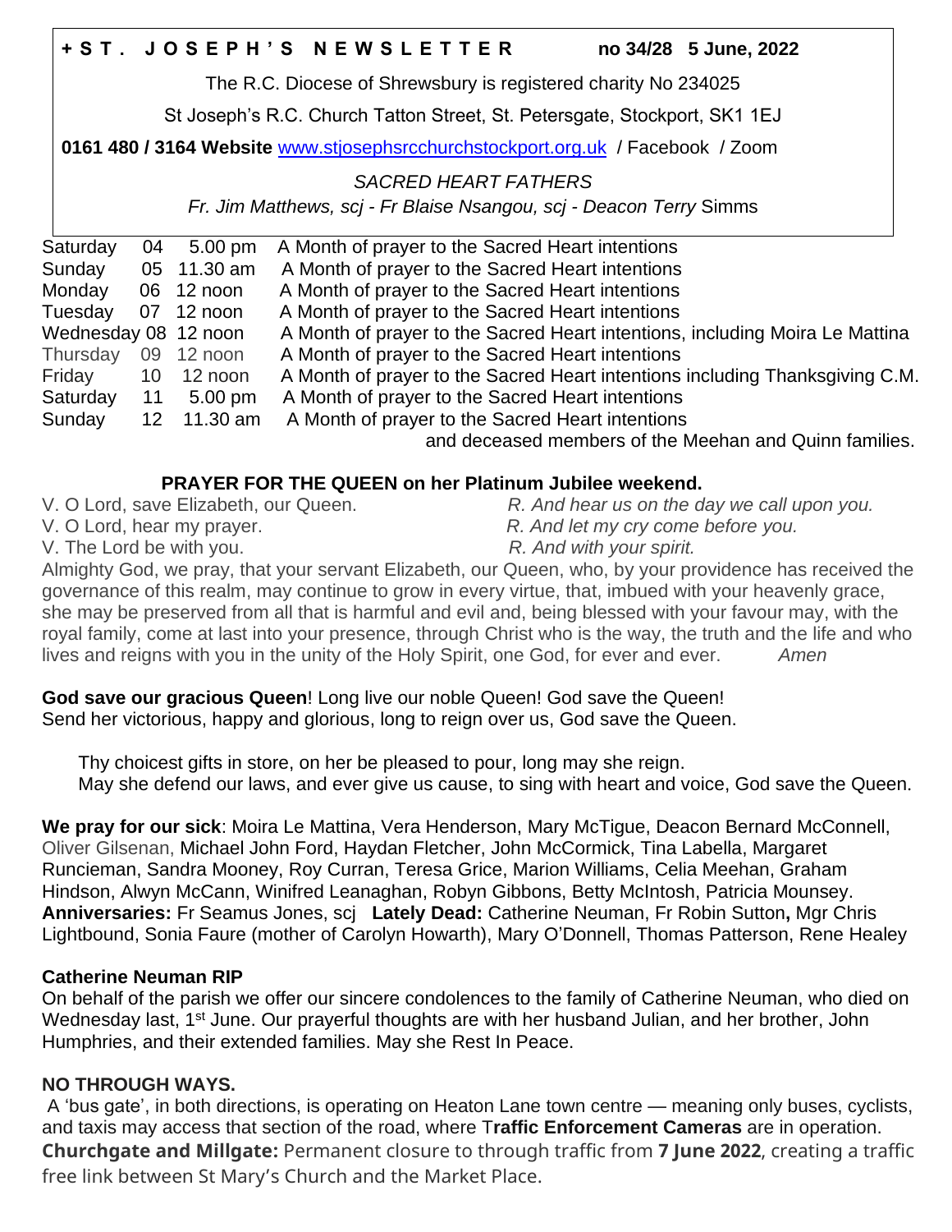**+ S T . J O S E P H ' S N E W S L E T T E R** **no 34/28 5 June, 2022**

The R.C. Diocese of Shrewsbury is registered charity No 234025

St Joseph's R.C. Church Tatton Street, St. Petersgate, Stockport, SK1 1EJ

**0161 480 / 3164 Website** www.stjosephsrcchurchstockport.org.uk / Facebook / Zoom

*SACRED HEART FATHERS*

*Fr. Jim Matthews, scj - Fr Blaise Nsangou, scj - Deacon Terry* Simms

| | | | |
|---|---|---|---|
| Saturday | 04 | 5.00 pm | A Month of prayer to the Sacred Heart intentions |
| Sunday | 05 | 11.30 am | A Month of prayer to the Sacred Heart intentions |
| Monday | 06 | 12 noon | A Month of prayer to the Sacred Heart intentions |
| Tuesday | 07 | 12 noon | A Month of prayer to the Sacred Heart intentions |
| Wednesday | 08 | 12 noon | A Month of prayer to the Sacred Heart intentions, including Moira Le Mattina |
| Thursday | 09 | 12 noon | A Month of prayer to the Sacred Heart intentions |
| Friday | 10 | 12 noon | A Month of prayer to the Sacred Heart intentions including Thanksgiving C.M. |
| Saturday | 11 | 5.00 pm | A Month of prayer to the Sacred Heart intentions |
| Sunday | 12 | 11.30 am | A Month of prayer to the Sacred Heart intentions and deceased members of the Meehan and Quinn families. |

**PRAYER FOR THE QUEEN on her Platinum Jubilee weekend.**

V. O Lord, save Elizabeth, our Queen. *R. And hear us on the day we call upon you.*
V. O Lord, hear my prayer. *R. And let my cry come before you.*
V. The Lord be with you. *R. And with your spirit.*

Almighty God, we pray, that your servant Elizabeth, our Queen, who, by your providence has received the governance of this realm, may continue to grow in every virtue, that, imbued with your heavenly grace, she may be preserved from all that is harmful and evil and, being blessed with your favour may, with the royal family, come at last into your presence, through Christ who is the way, the truth and the life and who lives and reigns with you in the unity of the Holy Spirit, one God, for ever and ever. *Amen*

**God save our gracious Queen**! Long live our noble Queen! God save the Queen!
Send her victorious, happy and glorious, long to reign over us, God save the Queen.

Thy choicest gifts in store, on her be pleased to pour, long may she reign.
May she defend our laws, and ever give us cause, to sing with heart and voice, God save the Queen.

**We pray for our sick**: Moira Le Mattina, Vera Henderson, Mary McTigue, Deacon Bernard McConnell, Oliver Gilsenan, Michael John Ford, Haydan Fletcher, John McCormick, Tina Labella, Margaret Runcieman, Sandra Mooney, Roy Curran, Teresa Grice, Marion Williams, Celia Meehan, Graham Hindson, Alwyn McCann, Winifred Leanaghan, Robyn Gibbons, Betty McIntosh, Patricia Mounsey.
**Anniversaries:** Fr Seamus Jones, scj **Lately Dead:** Catherine Neuman, Fr Robin Sutton**,** Mgr Chris Lightbound, Sonia Faure (mother of Carolyn Howarth), Mary O'Donnell, Thomas Patterson, Rene Healey

**Catherine Neuman RIP**

On behalf of the parish we offer our sincere condolences to the family of Catherine Neuman, who died on Wednesday last, 1st June. Our prayerful thoughts are with her husband Julian, and her brother, John Humphries, and their extended families. May she Rest In Peace.

**NO THROUGH WAYS.**

A 'bus gate', in both directions, is operating on Heaton Lane town centre — meaning only buses, cyclists, and taxis may access that section of the road, where T**raffic Enforcement Cameras** are in operation.
**Churchgate and Millgate:** Permanent closure to through traffic from **7 June 2022**, creating a traffic free link between St Mary's Church and the Market Place.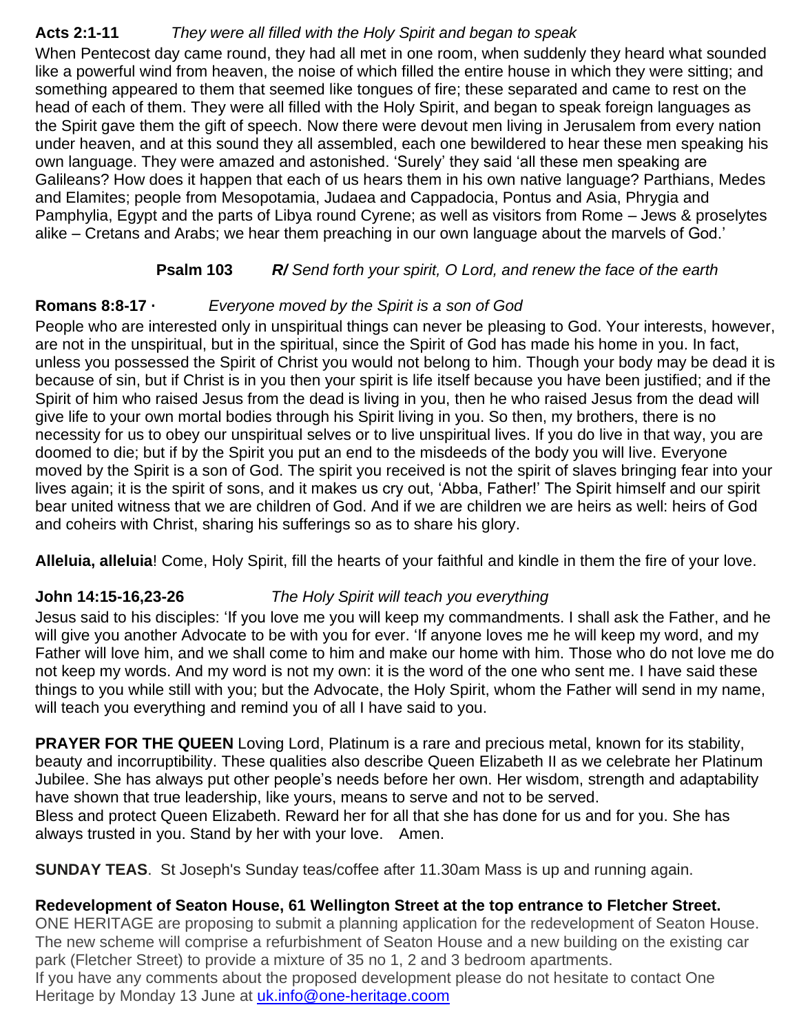**Acts 2:1-11** *They were all filled with the Holy Spirit and began to speak*

When Pentecost day came round, they had all met in one room, when suddenly they heard what sounded like a powerful wind from heaven, the noise of which filled the entire house in which they were sitting; and something appeared to them that seemed like tongues of fire; these separated and came to rest on the head of each of them. They were all filled with the Holy Spirit, and began to speak foreign languages as the Spirit gave them the gift of speech. Now there were devout men living in Jerusalem from every nation under heaven, and at this sound they all assembled, each one bewildered to hear these men speaking his own language. They were amazed and astonished. 'Surely' they said 'all these men speaking are Galileans? How does it happen that each of us hears them in his own native language? Parthians, Medes and Elamites; people from Mesopotamia, Judaea and Cappadocia, Pontus and Asia, Phrygia and Pamphylia, Egypt and the parts of Libya round Cyrene; as well as visitors from Rome – Jews & proselytes alike – Cretans and Arabs; we hear them preaching in our own language about the marvels of God.'

**Psalm 103** ***R/*** *Send forth your spirit, O Lord, and renew the face of the earth*

**Romans 8:8-17 ·** *Everyone moved by the Spirit is a son of God*

People who are interested only in unspiritual things can never be pleasing to God. Your interests, however, are not in the unspiritual, but in the spiritual, since the Spirit of God has made his home in you. In fact, unless you possessed the Spirit of Christ you would not belong to him. Though your body may be dead it is because of sin, but if Christ is in you then your spirit is life itself because you have been justified; and if the Spirit of him who raised Jesus from the dead is living in you, then he who raised Jesus from the dead will give life to your own mortal bodies through his Spirit living in you. So then, my brothers, there is no necessity for us to obey our unspiritual selves or to live unspiritual lives. If you do live in that way, you are doomed to die; but if by the Spirit you put an end to the misdeeds of the body you will live. Everyone moved by the Spirit is a son of God. The spirit you received is not the spirit of slaves bringing fear into your lives again; it is the spirit of sons, and it makes us cry out, 'Abba, Father!' The Spirit himself and our spirit bear united witness that we are children of God. And if we are children we are heirs as well: heirs of God and coheirs with Christ, sharing his sufferings so as to share his glory.

**Alleluia, alleluia**! Come, Holy Spirit, fill the hearts of your faithful and kindle in them the fire of your love.

**John 14:15-16,23-26** *The Holy Spirit will teach you everything*

Jesus said to his disciples: 'If you love me you will keep my commandments. I shall ask the Father, and he will give you another Advocate to be with you for ever. 'If anyone loves me he will keep my word, and my Father will love him, and we shall come to him and make our home with him. Those who do not love me do not keep my words. And my word is not my own: it is the word of the one who sent me. I have said these things to you while still with you; but the Advocate, the Holy Spirit, whom the Father will send in my name, will teach you everything and remind you of all I have said to you.

**PRAYER FOR THE QUEEN** Loving Lord, Platinum is a rare and precious metal, known for its stability, beauty and incorruptibility. These qualities also describe Queen Elizabeth II as we celebrate her Platinum Jubilee. She has always put other people's needs before her own. Her wisdom, strength and adaptability have shown that true leadership, like yours, means to serve and not to be served.
Bless and protect Queen Elizabeth. Reward her for all that she has done for us and for you. She has always trusted in you. Stand by her with your love. Amen.

**SUNDAY TEAS**. St Joseph's Sunday teas/coffee after 11.30am Mass is up and running again.

**Redevelopment of Seaton House, 61 Wellington Street at the top entrance to Fletcher Street.**

ONE HERITAGE are proposing to submit a planning application for the redevelopment of Seaton House. The new scheme will comprise a refurbishment of Seaton House and a new building on the existing car park (Fletcher Street) to provide a mixture of 35 no 1, 2 and 3 bedroom apartments.
If you have any comments about the proposed development please do not hesitate to contact One Heritage by Monday 13 June at uk.info@one-heritage.coom